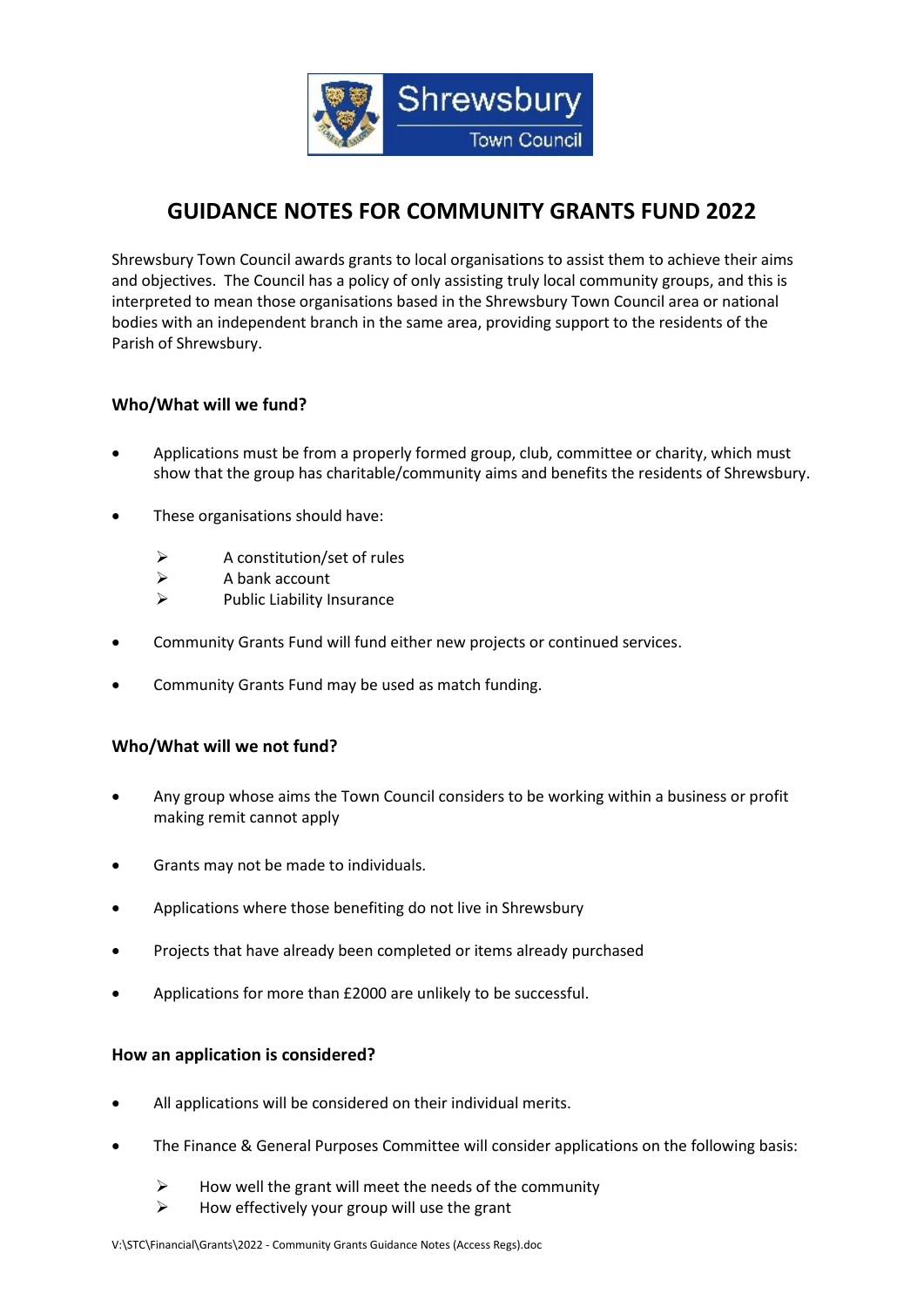# GUIDANCE NOTES FOR COMMUNITY GRANTS FUND 2022

Shrewsbury Town Council awards grants to local organisations to assist them to achieve their aims and objectives. The Council has a policy of only assisting truly local community groups, and this is interpreted to mean those organisations based in the Shrewsbury Town Council area or national bodies with an independent branch in the same area, providing support to the residents of the Parish of Shrewsbury.

### Who/What will we fund?

- Applications must be from a properly formed group, club, committee or charity, which must show that the group has charitable/community aims and benefits the residents of Shrewsbury.
- These organisations should have:
  - A constitution/set of rules
  - A bank account
  - Public Liability Insurance
- Community Grants Fund will fund either new projects or continued services.
- Community Grants Fund may be used as match funding.

### Who/What will we not fund?

- Any group whose aims the Town Council considers to be working within a business or profit making remit cannot apply
- Grants may not be made to individuals.
- Applications where those benefiting do not live in Shrewsbury
- Projects that have already been completed or items already purchased
- Applications for more than £2000 are unlikely to be successful.

### How an application is considered?

- All applications will be considered on their individual merits.
- The Finance & General Purposes Committee will consider applications on the following basis:
  - How well the grant will meet the needs of the community
  - How effectively your group will use the grant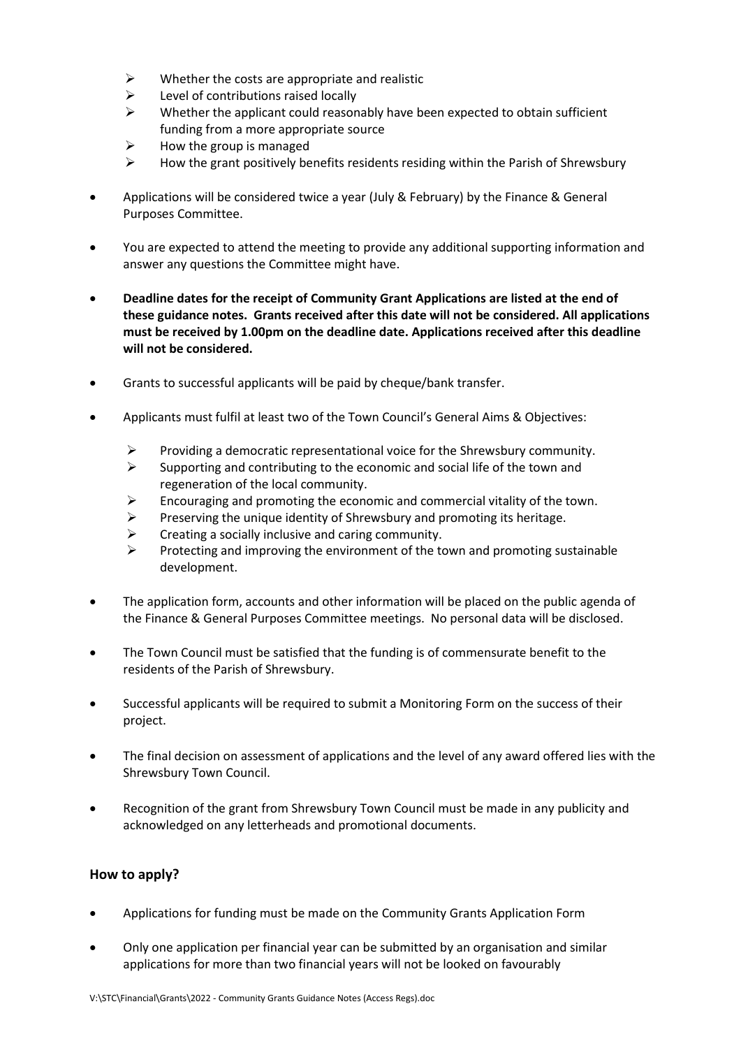- Whether the costs are appropriate and realistic
- Level of contributions raised locally
- Whether the applicant could reasonably have been expected to obtain sufficient funding from a more appropriate source
- How the group is managed
- How the grant positively benefits residents residing within the Parish of Shrewsbury

- Applications will be considered twice a year (July & February) by the Finance & General Purposes Committee.

- You are expected to attend the meeting to provide any additional supporting information and answer any questions the Committee might have.

- **Deadline dates for the receipt of Community Grant Applications are listed at the end of these guidance notes. Grants received after this date will not be considered. All applications must be received by 1.00pm on the deadline date. Applications received after this deadline will not be considered.**

- Grants to successful applicants will be paid by cheque/bank transfer.

- Applicants must fulfil at least two of the Town Council's General Aims & Objectives:

  - Providing a democratic representational voice for the Shrewsbury community.
  - Supporting and contributing to the economic and social life of the town and regeneration of the local community.
  - Encouraging and promoting the economic and commercial vitality of the town.
  - Preserving the unique identity of Shrewsbury and promoting its heritage.
  - Creating a socially inclusive and caring community.
  - Protecting and improving the environment of the town and promoting sustainable development.

- The application form, accounts and other information will be placed on the public agenda of the Finance & General Purposes Committee meetings. No personal data will be disclosed.

- The Town Council must be satisfied that the funding is of commensurate benefit to the residents of the Parish of Shrewsbury.

- Successful applicants will be required to submit a Monitoring Form on the success of their project.

- The final decision on assessment of applications and the level of any award offered lies with the Shrewsbury Town Council.

- Recognition of the grant from Shrewsbury Town Council must be made in any publicity and acknowledged on any letterheads and promotional documents.

### How to apply?

- Applications for funding must be made on the Community Grants Application Form

- Only one application per financial year can be submitted by an organisation and similar applications for more than two financial years will not be looked on favourably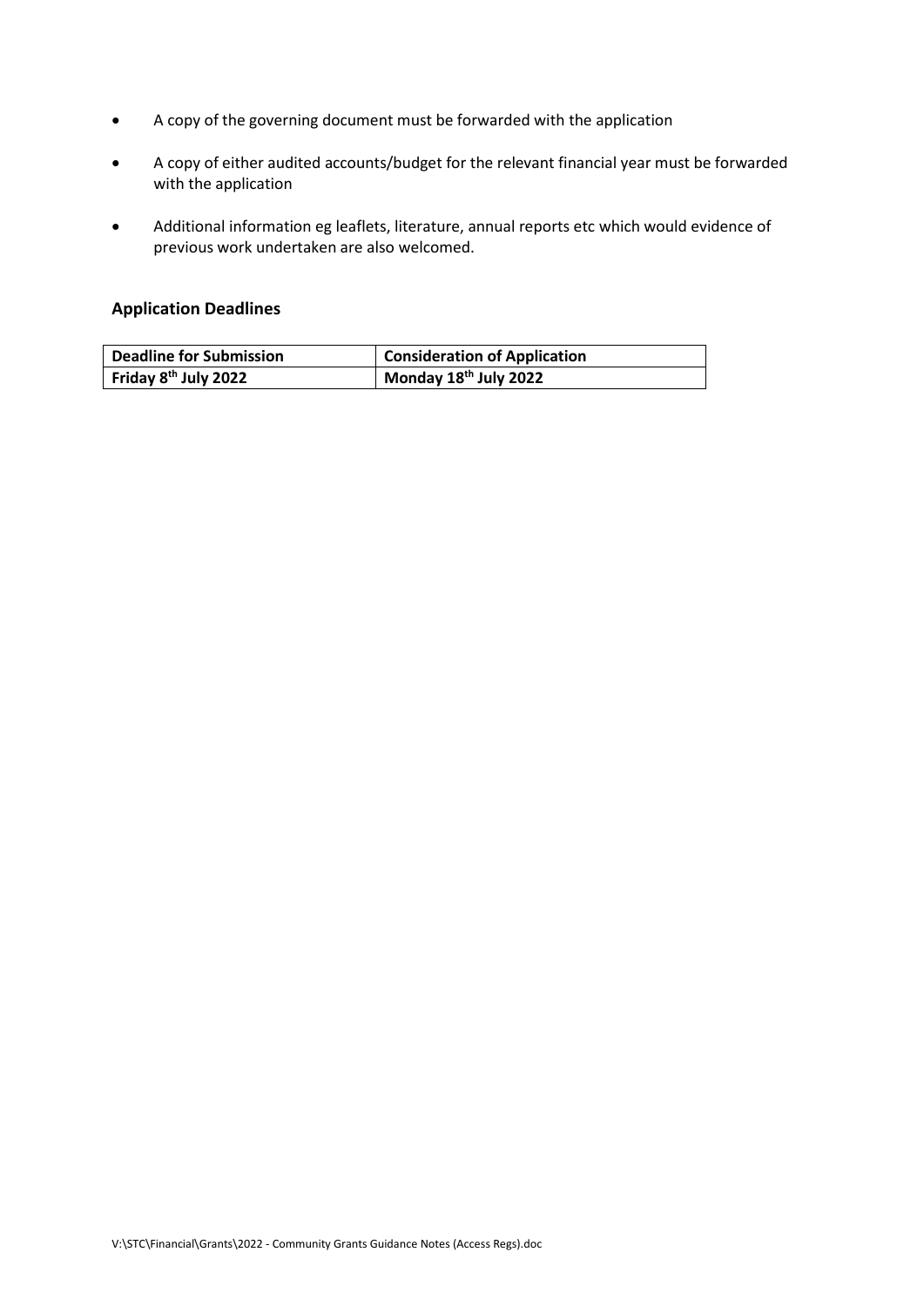- A copy of the governing document must be forwarded with the application
- A copy of either audited accounts/budget for the relevant financial year must be forwarded with the application
- Additional information eg leaflets, literature, annual reports etc which would evidence of previous work undertaken are also welcomed.

### Application Deadlines

| Deadline for Submission | Consideration of Application |
|---|---|
| **Friday 8th July 2022** | **Monday 18th July 2022** |

V:\STC\Financial\Grants\2022 - Community Grants Guidance Notes (Access Regs).doc